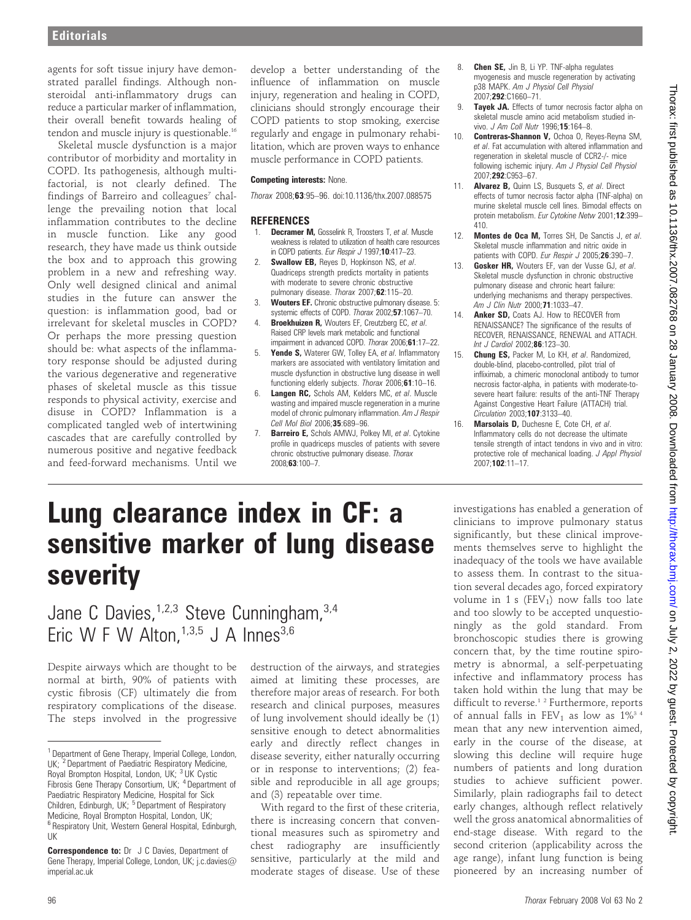agents for soft tissue injury have demonstrated parallel findings. Although nonsteroidal anti-inflammatory drugs can reduce a particular marker of inflammation, their overall benefit towards healing of tendon and muscle injury is questionable.[16]

Skeletal muscle dysfunction is a major contributor of morbidity and mortality in COPD. Its pathogenesis, although multifactorial, is not clearly defined. The findings of Barreiro and colleagues[7] challenge the prevailing notion that local inflammation contributes to the decline in muscle function. Like any good research, they have made us think outside the box and to approach this growing problem in a new and refreshing way. Only well designed clinical and animal studies in the future can answer the question: is inflammation good, bad or irrelevant for skeletal muscles in COPD? Or perhaps the more pressing question should be: what aspects of the inflammatory response should be adjusted during the various degenerative and regenerative phases of skeletal muscle as this tissue responds to physical activity, exercise and disuse in COPD? Inflammation is a complicated tangled web of intertwining cascades that are carefully controlled by numerous positive and negative feedback and feed-forward mechanisms. Until we develop a better understanding of the influence of inflammation on muscle injury, regeneration and healing in COPD, clinicians should strongly encourage their COPD patients to stop smoking, exercise regularly and engage in pulmonary rehabilitation, which are proven ways to enhance muscle performance in COPD patients.

**Competing interests:** None.

*Thorax* 2008;**63**:95–96. doi:10.1136/thx.2007.088575

## REFERENCES

1. **Decramer M,** Gosselink R, Troosters T, *et al*. Muscle weakness is related to utilization of health care resources in COPD patients. *Eur Respir J* 1997;**10**:417–23.
2. **Swallow EB,** Reyes D, Hopkinson NS, *et al*. Quadriceps strength predicts mortality in patients with moderate to severe chronic obstructive pulmonary disease. *Thorax* 2007;**62**:115–20.
3. **Wouters EF.** Chronic obstructive pulmonary disease. 5: systemic effects of COPD. *Thorax* 2002;**57**:1067–70.
4. **Broekhuizen R,** Wouters EF, Creutzberg EC, *et al*. Raised CRP levels mark metabolic and functional impairment in advanced COPD. *Thorax* 2006;**61**:17–22.
5. **Yende S,** Waterer GW, Tolley EA, *et al*. Inflammatory markers are associated with ventilatory limitation and muscle dysfunction in obstructive lung disease in well functioning elderly subjects. *Thorax* 2006;**61**:10–16.
6. **Langen RC,** Schols AM, Kelders MC, *et al*. Muscle wasting and impaired muscle regeneration in a murine model of chronic pulmonary inflammation. *Am J Respir Cell Mol Biol* 2006;**35**:689–96.
7. **Barreiro E,** Schols AMWJ, Polkey MI, *et al*. Cytokine profile in quadriceps muscles of patients with severe chronic obstructive pulmonary disease. *Thorax* 2008;**63**:100–7.
8. **Chen SE,** Jin B, Li YP. TNF-alpha regulates myogenesis and muscle regeneration by activating p38 MAPK. *Am J Physiol Cell Physiol* 2007;**292**:C1660–71.
9. **Tayek JA.** Effects of tumor necrosis factor alpha on skeletal muscle amino acid metabolism studied in-vivo. *J Am Coll Nutr* 1996;**15**:164–8.
10. **Contreras-Shannon V,** Ochoa O, Reyes-Reyna SM, *et al*. Fat accumulation with altered inflammation and regeneration in skeletal muscle of CCR2-/- mice following ischemic injury. *Am J Physiol Cell Physiol* 2007;**292**:C953–67.
11. **Alvarez B,** Quinn LS, Busquets S, *et al*. Direct effects of tumor necrosis factor alpha (TNF-alpha) on murine skeletal muscle cell lines. Bimodal effects on protein metabolism. *Eur Cytokine Netw* 2001;**12**:399–410.
12. **Montes de Oca M,** Torres SH, De Sanctis J, *et al*. Skeletal muscle inflammation and nitric oxide in patients with COPD. *Eur Respir J* 2005;**26**:390–7.
13. **Gosker HR,** Wouters EF, van der Vusse GJ, *et al*. Skeletal muscle dysfunction in chronic obstructive pulmonary disease and chronic heart failure: underlying mechanisms and therapy perspectives. *Am J Clin Nutr* 2000;**71**:1033–47.
14. **Anker SD,** Coats AJ. How to RECOVER from RENAISSANCE? The significance of the results of RECOVER, RENAISSANCE, RENEWAL and ATTACH. *Int J Cardiol* 2002;**86**:123–30.
15. **Chung ES,** Packer M, Lo KH, *et al*. Randomized, double-blind, placebo-controlled, pilot trial of infliximab, a chimeric monoclonal antibody to tumor necrosis factor-alpha, in patients with moderate-to-severe heart failure: results of the anti-TNF Therapy Against Congestive Heart Failure (ATTACH) trial. *Circulation* 2003;**107**:3133–40.
16. **Marsolais D,** Duchesne E, Cote CH, *et al*. Inflammatory cells do not decrease the ultimate tensile strength of intact tendons in vivo and in vitro: protective role of mechanical loading. *J Appl Physiol* 2007;**102**:11–17.

# Lung clearance index in CF: a sensitive marker of lung disease severity

Jane C Davies,[1,2,3] Steve Cunningham,[3,4] Eric W F W Alton,[1,3,5] J A Innes[3,6]

[1] Department of Gene Therapy, Imperial College, London, UK; [2] Department of Paediatric Respiratory Medicine, Royal Brompton Hospital, London, UK; [3] UK Cystic Fibrosis Gene Therapy Consortium, UK; [4] Department of Paediatric Respiratory Medicine, Hospital for Sick Children, Edinburgh, UK; [5] Department of Respiratory Medicine, Royal Brompton Hospital, London, UK; [6] Respiratory Unit, Western General Hospital, Edinburgh, UK

**Correspondence to:** Dr J C Davies, Department of Gene Therapy, Imperial College, London, UK; j.c.davies@imperial.ac.uk

Despite airways which are thought to be normal at birth, 90% of patients with cystic fibrosis (CF) ultimately die from respiratory complications of the disease. The steps involved in the progressive destruction of the airways, and strategies aimed at limiting these processes, are therefore major areas of research. For both research and clinical purposes, measures of lung involvement should ideally be (1) sensitive enough to detect abnormalities early and directly reflect changes in disease severity, either naturally occurring or in response to interventions; (2) feasible and reproducible in all age groups; and (3) repeatable over time.

With regard to the first of these criteria, there is increasing concern that conventional measures such as spirometry and chest radiography are insufficiently sensitive, particularly at the mild and moderate stages of disease. Use of these investigations has enabled a generation of clinicians to improve pulmonary status significantly, but these clinical improvements themselves serve to highlight the inadequacy of the tools we have available to assess them. In contrast to the situation several decades ago, forced expiratory volume in 1 s ($FEV_1$) now falls too late and too slowly to be accepted unquestioningly as the gold standard. From bronchoscopic studies there is growing concern that, by the time routine spirometry is abnormal, a self-perpetuating infective and inflammatory process has taken hold within the lung that may be difficult to reverse.[1,2] Furthermore, reports of annual falls in $FEV_1$ as low as 1%[3,4] mean that any new intervention aimed, early in the course of the disease, at slowing this decline will require huge numbers of patients and long duration studies to achieve sufficient power. Similarly, plain radiographs fail to detect early changes, although reflect relatively well the gross anatomical abnormalities of end-stage disease. With regard to the second criterion (applicability across the age range), infant lung function is being pioneered by an increasing number of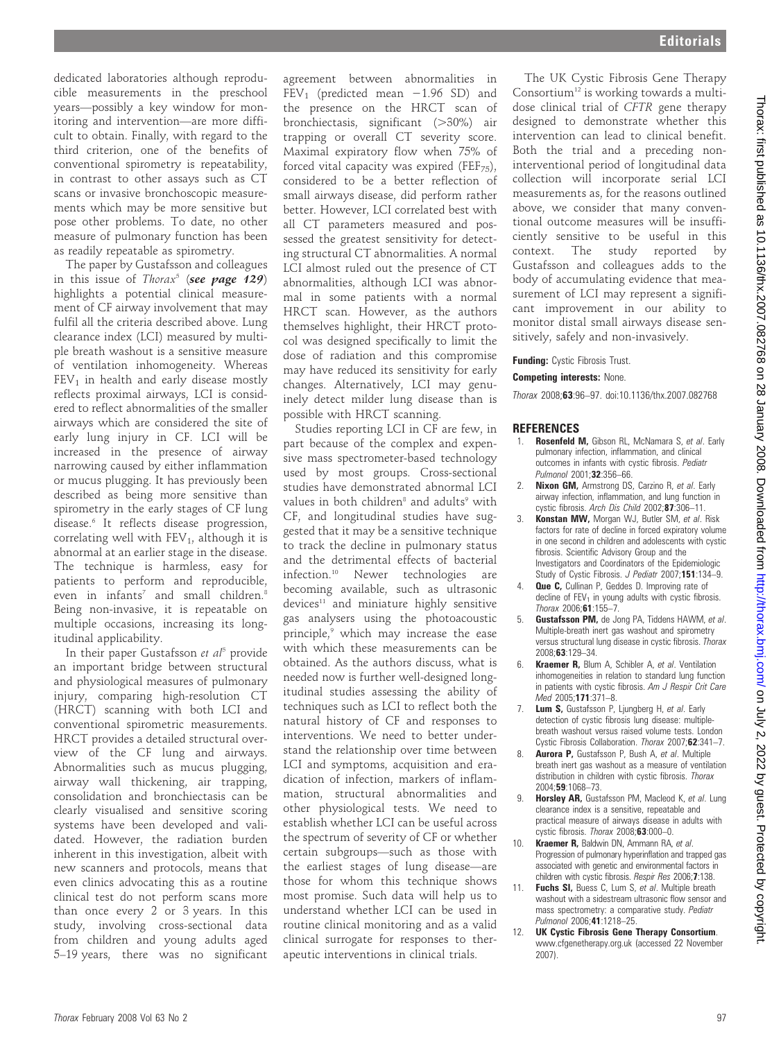dedicated laboratories although reproducible measurements in the preschool years—possibly a key window for monitoring and intervention—are more difficult to obtain. Finally, with regard to the third criterion, one of the benefits of conventional spirometry is repeatability, in contrast to other assays such as CT scans or invasive bronchoscopic measurements which may be more sensitive but pose other problems. To date, no other measure of pulmonary function has been as readily repeatable as spirometry.

The paper by Gustafsson and colleagues in this issue of *Thorax*[5] (***see page 129***) highlights a potential clinical measurement of CF airway involvement that may fulfil all the criteria described above. Lung clearance index (LCI) measured by multiple breath washout is a sensitive measure of ventilation inhomogeneity. Whereas $FEV_1$ in health and early disease mostly reflects proximal airways, LCI is considered to reflect abnormalities of the smaller airways which are considered the site of early lung injury in CF. LCI will be increased in the presence of airway narrowing caused by either inflammation or mucus plugging. It has previously been described as being more sensitive than spirometry in the early stages of CF lung disease.[6] It reflects disease progression, correlating well with $FEV_1$, although it is abnormal at an earlier stage in the disease. The technique is harmless, easy for patients to perform and reproducible, even in infants[7] and small children.[8] Being non-invasive, it is repeatable on multiple occasions, increasing its longitudinal applicability.

In their paper Gustafsson *et al*[5] provide an important bridge between structural and physiological measures of pulmonary injury, comparing high-resolution CT (HRCT) scanning with both LCI and conventional spirometric measurements. HRCT provides a detailed structural overview of the CF lung and airways. Abnormalities such as mucus plugging, airway wall thickening, air trapping, consolidation and bronchiectasis can be clearly visualised and sensitive scoring systems have been developed and validated. However, the radiation burden inherent in this investigation, albeit with new scanners and protocols, means that even clinics advocating this as a routine clinical test do not perform scans more than once every 2 or 3 years. In this study, involving cross-sectional data from children and young adults aged 5–19 years, there was no significant agreement between abnormalities in $FEV_1$ (predicted mean −1.96 SD) and the presence on the HRCT scan of bronchiectasis, significant (>30%) air trapping or overall CT severity score. Maximal expiratory flow when 75% of forced vital capacity was expired ($FEF_{75}$), considered to be a better reflection of small airways disease, did perform rather better. However, LCI correlated best with all CT parameters measured and possessed the greatest sensitivity for detecting structural CT abnormalities. A normal LCI almost ruled out the presence of CT abnormalities, although LCI was abnormal in some patients with a normal HRCT scan. However, as the authors themselves highlight, their HRCT protocol was designed specifically to limit the dose of radiation and this compromise may have reduced its sensitivity for early changes. Alternatively, LCI may genuinely detect milder lung disease than is possible with HRCT scanning.

Studies reporting LCI in CF are few, in part because of the complex and expensive mass spectrometer-based technology used by most groups. Cross-sectional studies have demonstrated abnormal LCI values in both children[8] and adults[9] with CF, and longitudinal studies have suggested that it may be a sensitive technique to track the decline in pulmonary status and the detrimental effects of bacterial infection.[10] Newer technologies are becoming available, such as ultrasonic devices[11] and miniature highly sensitive gas analysers using the photoacoustic principle,[9] which may increase the ease with which these measurements can be obtained. As the authors discuss, what is needed now is further well-designed longitudinal studies assessing the ability of techniques such as LCI to reflect both the natural history of CF and responses to interventions. We need to better understand the relationship over time between LCI and symptoms, acquisition and eradication of infection, markers of inflammation, structural abnormalities and other physiological tests. We need to establish whether LCI can be useful across the spectrum of severity of CF or whether certain subgroups—such as those with the earliest stages of lung disease—are those for whom this technique shows most promise. Such data will help us to understand whether LCI can be used in routine clinical monitoring and as a valid clinical surrogate for responses to therapeutic interventions in clinical trials.

The UK Cystic Fibrosis Gene Therapy Consortium[12] is working towards a multidose clinical trial of *CFTR* gene therapy designed to demonstrate whether this intervention can lead to clinical benefit. Both the trial and a preceding noninterventional period of longitudinal data collection will incorporate serial LCI measurements as, for the reasons outlined above, we consider that many conventional outcome measures will be insufficiently sensitive to be useful in this context. The study reported by Gustafsson and colleagues adds to the body of accumulating evidence that measurement of LCI may represent a significant improvement in our ability to monitor distal small airways disease sensitively, safely and non-invasively.

**Funding:** Cystic Fibrosis Trust.

**Competing interests:** None.

*Thorax* 2008;**63**:96–97. doi:10.1136/thx.2007.082768

## REFERENCES

1. **Rosenfeld M,** Gibson RL, McNamara S, *et al*. Early pulmonary infection, inflammation, and clinical outcomes in infants with cystic fibrosis. *Pediatr Pulmonol* 2001;**32**:356–66.
2. **Nixon GM,** Armstrong DS, Carzino R, *et al*. Early airway infection, inflammation, and lung function in cystic fibrosis. *Arch Dis Child* 2002;**87**:306–11.
3. **Konstan MW,** Morgan WJ, Butler SM, *et al*. Risk factors for rate of decline in forced expiratory volume in one second in children and adolescents with cystic fibrosis. Scientific Advisory Group and the Investigators and Coordinators of the Epidemiologic Study of Cystic Fibrosis. *J Pediatr* 2007;**151**:134–9.
4. **Que C,** Cullinan P, Geddes D. Improving rate of decline of $FEV_1$ in young adults with cystic fibrosis. *Thorax* 2006;**61**:155–7.
5. **Gustafsson PM,** de Jong PA, Tiddens HAWM, *et al*. Multiple-breath inert gas washout and spirometry versus structural lung disease in cystic fibrosis. *Thorax* 2008;**63**:129–34.
6. **Kraemer R,** Blum A, Schibler A, *et al*. Ventilation inhomogeneities in relation to standard lung function in patients with cystic fibrosis. *Am J Respir Crit Care Med* 2005;**171**:371–8.
7. **Lum S,** Gustafsson P, Ljungberg H, *et al*. Early detection of cystic fibrosis lung disease: multiple-breath washout versus raised volume tests. London Cystic Fibrosis Collaboration. *Thorax* 2007;**62**:341–7.
8. **Aurora P,** Gustafsson P, Bush A, *et al*. Multiple breath inert gas washout as a measure of ventilation distribution in children with cystic fibrosis. *Thorax* 2004;**59**:1068–73.
9. **Horsley AR,** Gustafsson PM, Macleod K, *et al*. Lung clearance index is a sensitive, repeatable and practical measure of airways disease in adults with cystic fibrosis. *Thorax* 2008;**63**:000–0.
10. **Kraemer R,** Baldwin DN, Ammann RA, *et al*. Progression of pulmonary hyperinflation and trapped gas associated with genetic and environmental factors in children with cystic fibrosis. *Respir Res* 2006;**7**:138.
11. **Fuchs SI,** Buess C, Lum S, *et al*. Multiple breath washout with a sidestream ultrasonic flow sensor and mass spectrometry: a comparative study. *Pediatr Pulmonol* 2006;**41**:1218–25.
12. **UK Cystic Fibrosis Gene Therapy Consortium**. www.cfgenetherapy.org.uk (accessed 22 November 2007).